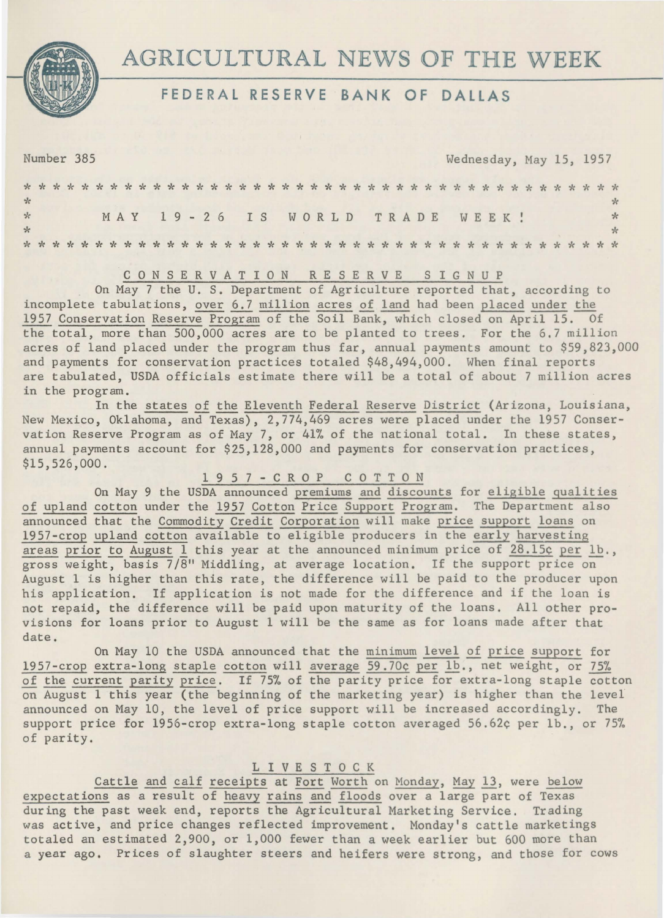# AGRICULTURAL NEWS OF THE WEEK

## FEDERAL RESERVE BANK OF DALLAS

Number 385 Wednesday, May 15, 1957

**MAY 19-26 IS WORLD TRADE WEEK!**

### CONSERVATION RESERVE SIGNUP

On May 7 the U. S. Department of Agriculture reported that, according to incomplete tabulations, over 6.7 million acres of land had been placed under the 1957 Conservation Reserve Program of the Soil Bank, which closed on April 15. Of the total, more than 500,000 acres are to be planted to trees. For the 6.7 million acres of land placed under the program thus far, annual payments amount to $59,823,000 and payments for conservation practices totaled $48,494,000. When final reports are tabulated, USDA officials estimate there will be a total of about 7 million acres in the program.

In the states of the Eleventh Federal Reserve District (Arizona, Louisiana, New Mexico, Oklahoma, and Texas), 2,774,469 acres were placed under the 1957 Conservation Reserve Program as of May 7, or 41% of the national total. In these states, annual payments account for $25,128,000 and payments for conservation practices, $15,526,000.

### 1957-CROP COTTON

On May 9 the USDA announced premiums and discounts for eligible qualities of upland cotton under the 1957 Cotton Price Support Program. The Department also announced that the Commodity Credit Corporation will make price support loans on 1957-crop upland cotton available to eligible producers in the early harvesting areas prior to August 1 this year at the announced minimum price of 28.15¢ per lb., gross weight, basis 7/8" Middling, at average location. If the support price on August 1 is higher than this rate, the difference will be paid to the producer upon his application. If application is not made for the difference and if the loan is not repaid, the difference will be paid upon maturity of the loans. All other provisions for loans prior to August 1 will be the same as for loans made after that date.

On May 10 the USDA announced that the minimum level of price support for 1957-crop extra-long staple cotton will average 59.70¢ per lb., net weight, or 75% of the current parity price. If 75% of the parity price for extra-long staple cotton on August 1 this year (the beginning of the marketing year) is higher than the level announced on May 10, the level of price support will be increased accordingly. The support price for 1956-crop extra-long staple cotton averaged 56.62¢ per lb., or 75% of parity.

### LIVESTOCK

Cattle and calf receipts at Fort Worth on Monday, May 13, were below expectations as a result of heavy rains and floods over a large part of Texas during the past week end, reports the Agricultural Marketing Service. Trading was active, and price changes reflected improvement. Monday's cattle marketings totaled an estimated 2,900, or 1,000 fewer than a week earlier but 600 more than a year ago. Prices of slaughter steers and heifers were strong, and those for cows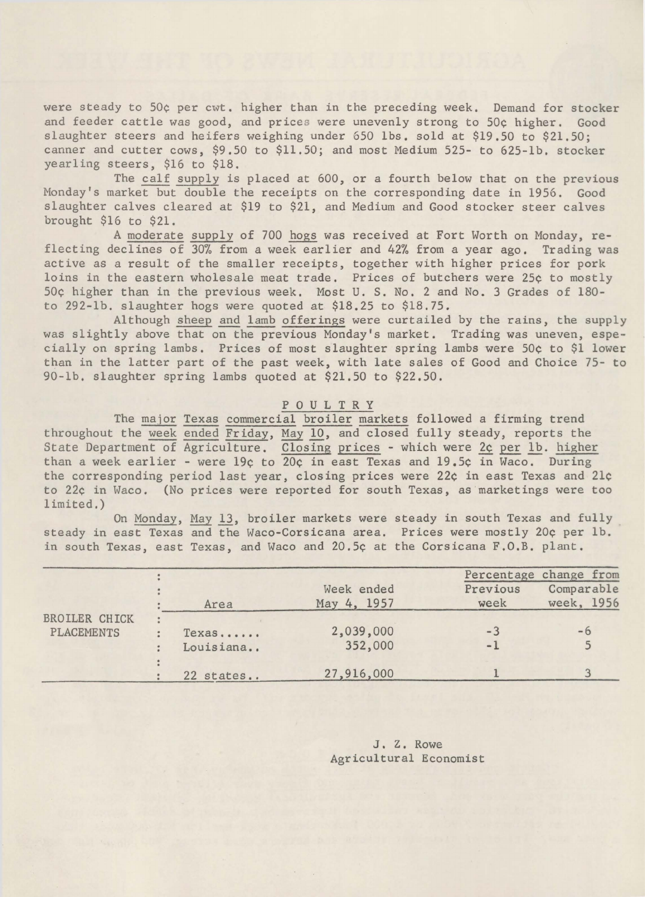were steady to 50¢ per cwt. higher than in the preceding week. Demand for stocker and feeder cattle was good, and prices were unevenly strong to 50¢ higher. Good slaughter steers and heifers weighing under 650 lbs. sold at $19.50 to $21.50; canner and cutter cows, $9.50 to $11.50; and most Medium 525- to 625-lb. stocker yearling steers, $16 to $18.

The calf supply is placed at 600, or a fourth below that on the previous Monday's market but double the receipts on the corresponding date in 1956. Good slaughter calves cleared at $19 to $21, and Medium and Good stocker steer calves brought $16 to $21.

A moderate supply of 700 hogs was received at Fort Worth on Monday, reflecting declines of 30% from a week earlier and 42% from a year ago. Trading was active as a result of the smaller receipts, together with higher prices for pork loins in the eastern wholesale meat trade. Prices of butchers were 25¢ to mostly 50¢ higher than in the previous week. Most U. S. No. 2 and No. 3 Grades of 180- to 292-lb. slaughter hogs were quoted at $18.25 to $18.75.

Although sheep and lamb offerings were curtailed by the rains, the supply was slightly above that on the previous Monday's market. Trading was uneven, especially on spring lambs. Prices of most slaughter spring lambs were 50¢ to $1 lower than in the latter part of the past week, with late sales of Good and Choice 75- to 90-lb. slaughter spring lambs quoted at $21.50 to $22.50.

## POULTRY

The major Texas commercial broiler markets followed a firming trend throughout the week ended Friday, May 10, and closed fully steady, reports the State Department of Agriculture. Closing prices - which were 2¢ per lb. higher than a week earlier - were 19¢ to 20¢ in east Texas and 19.5¢ in Waco. During the corresponding period last year, closing prices were 22¢ in east Texas and 21¢ to 22¢ in Waco. (No prices were reported for south Texas, as marketings were too limited.)

On Monday, May 13, broiler markets were steady in south Texas and fully steady in east Texas and the Waco-Corsicana area. Prices were mostly 20¢ per lb. in south Texas, east Texas, and Waco and 20.5¢ at the Corsicana F.O.B. plant.

| | | | Percentage change from | |
|---|---|---|---|---|
| | Area | Week ended May 4, 1957 | Previous week | Comparable week, 1956 |
| BROILER CHICK PLACEMENTS | Texas...... | 2,039,000 | -3 | -6 |
| | Louisiana.. | 352,000 | -1 | 5 |
| | 22 states.. | 27,916,000 | 1 | 3 |

J. Z. Rowe
Agricultural Economist